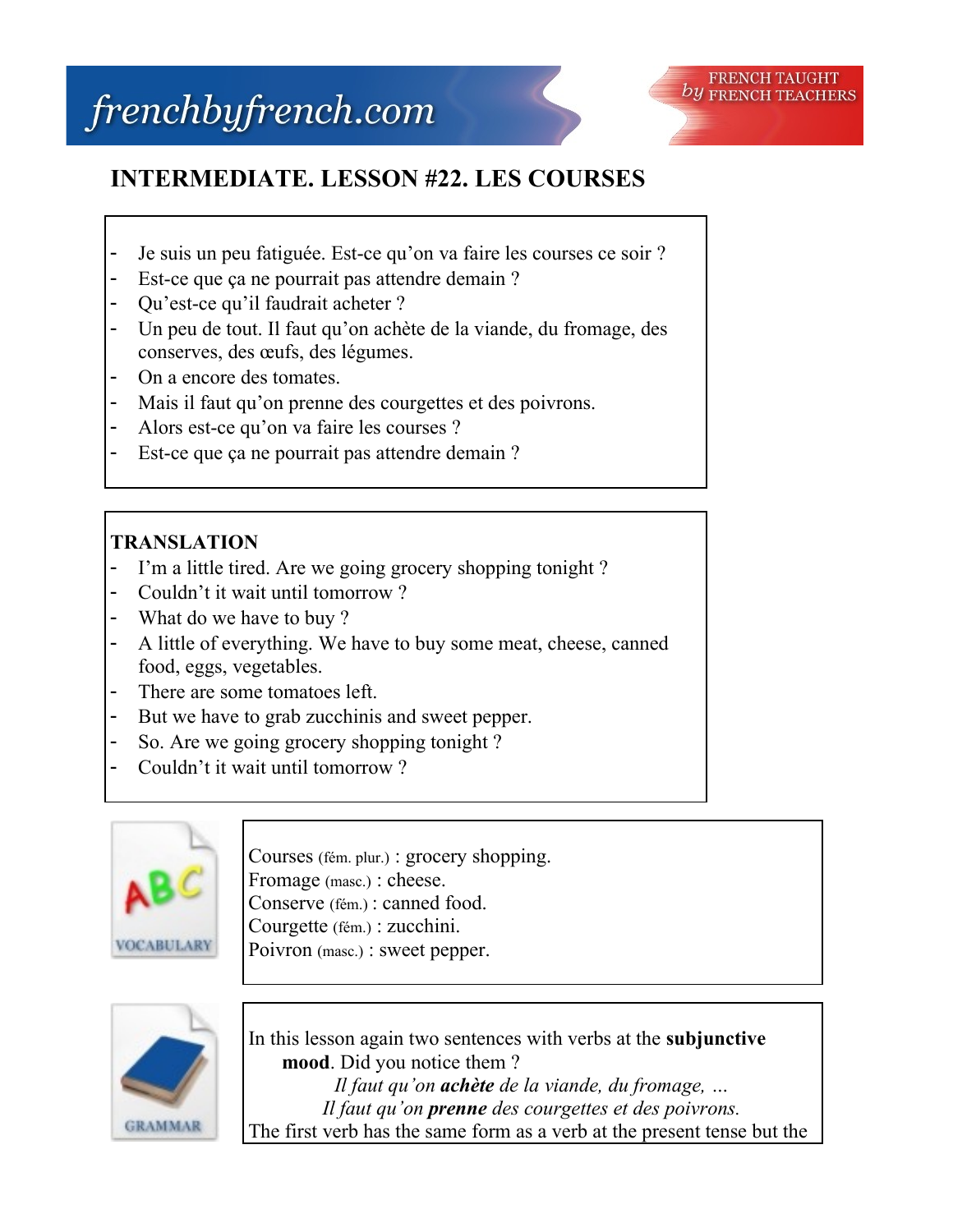# INTERMEDIATE. LESSON #22. LES COURSES

- Je suis un peu fatiguée. Est-ce qu'on va faire les courses ce soir ?
- Est-ce que ça ne pourrait pas attendre demain ?
- Qu'est-ce qu'il faudrait acheter ?
- Un peu de tout. Il faut qu'on achète de la viande, du fromage, des conserves, des œufs, des légumes.
- On a encore des tomates.
- Mais il faut qu'on prenne des courgettes et des poivrons.
- Alors est-ce qu'on va faire les courses ?
- Est-ce que ça ne pourrait pas attendre demain ?

**TRANSLATION**

- I'm a little tired. Are we going grocery shopping tonight ?
- Couldn't it wait until tomorrow ?
- What do we have to buy ?
- A little of everything. We have to buy some meat, cheese, canned food, eggs, vegetables.
- There are some tomatoes left.
- But we have to grab zucchinis and sweet pepper.
- So. Are we going grocery shopping tonight ?
- Couldn't it wait until tomorrow ?

VOCABULARY

Courses (fém. plur.) : grocery shopping.
Fromage (masc.) : cheese.
Conserve (fém.) : canned food.
Courgette (fém.) : zucchini.
Poivron (masc.) : sweet pepper.

GRAMMAR

In this lesson again two sentences with verbs at the **subjunctive mood**. Did you notice them ?

*Il faut qu'on **achète** de la viande, du fromage, …*

*Il faut qu'on **prenne** des courgettes et des poivrons.*

The first verb has the same form as a verb at the present tense but the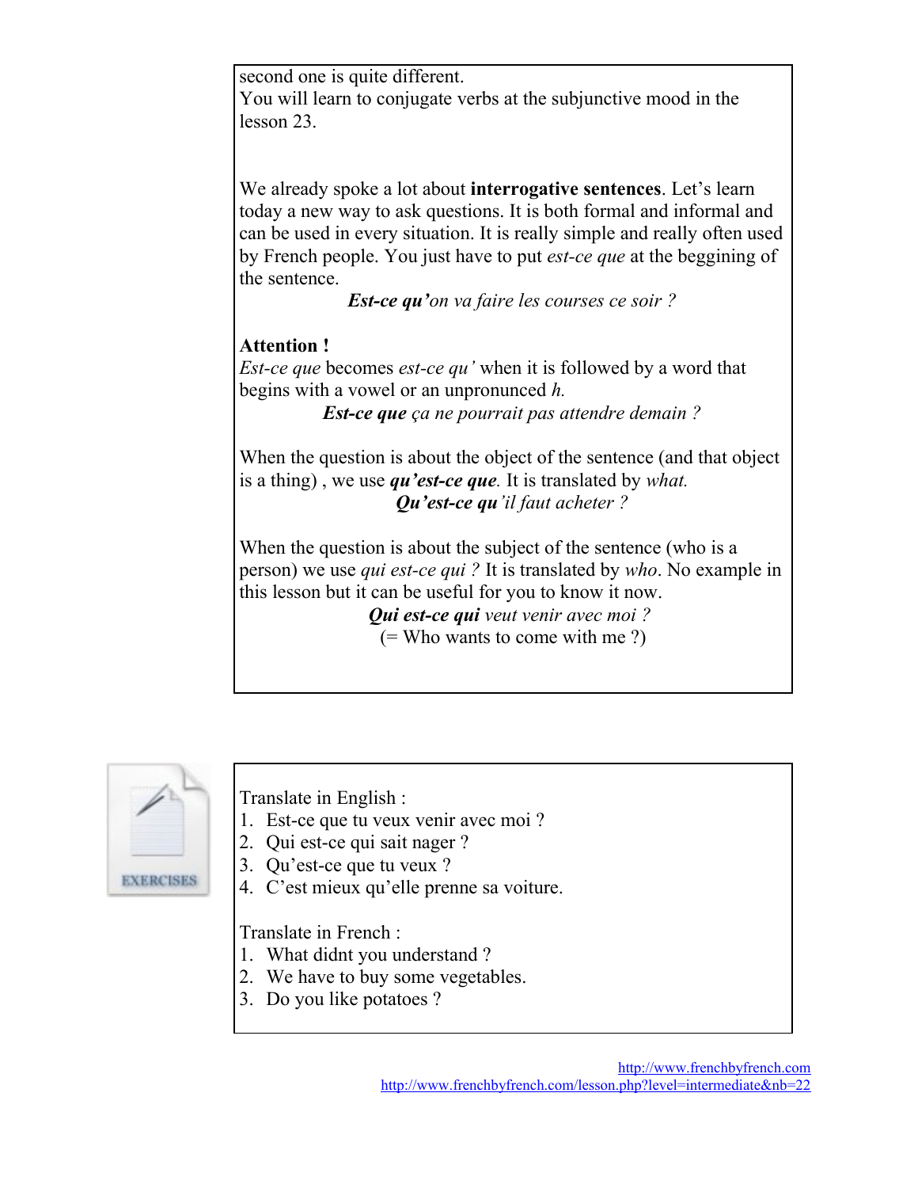second one is quite different.
You will learn to conjugate verbs at the subjunctive mood in the lesson 23.

We already spoke a lot about **interrogative sentences**. Let's learn today a new way to ask questions. It is both formal and informal and can be used in every situation. It is really simple and really often used by French people. You just have to put *est-ce que* at the beggining of the sentence.

*Est-ce qu'on va faire les courses ce soir ?*

**Attention !**
*Est-ce que* becomes *est-ce qu'* when it is followed by a word that begins with a vowel or an unpronunced *h.*

*Est-ce que ça ne pourrait pas attendre demain ?*

When the question is about the object of the sentence (and that object is a thing) , we use ***qu'est-ce que****.* It is translated by *what.*

*Qu'est-ce qu'il faut acheter ?*

When the question is about the subject of the sentence (who is a person) we use *qui est-ce qui ?* It is translated by *who*. No example in this lesson but it can be useful for you to know it now.

*Qui est-ce qui veut venir avec moi ?*
(= Who wants to come with me ?)

EXERCISES

Translate in English :

1. Est-ce que tu veux venir avec moi ?
2. Qui est-ce qui sait nager ?
3. Qu'est-ce que tu veux ?
4. C'est mieux qu'elle prenne sa voiture.

Translate in French :

1. What didnt you understand ?
2. We have to buy some vegetables.
3. Do you like potatoes ?

http://www.frenchbyfrench.com
http://www.frenchbyfrench.com/lesson.php?level=intermediate&nb=22